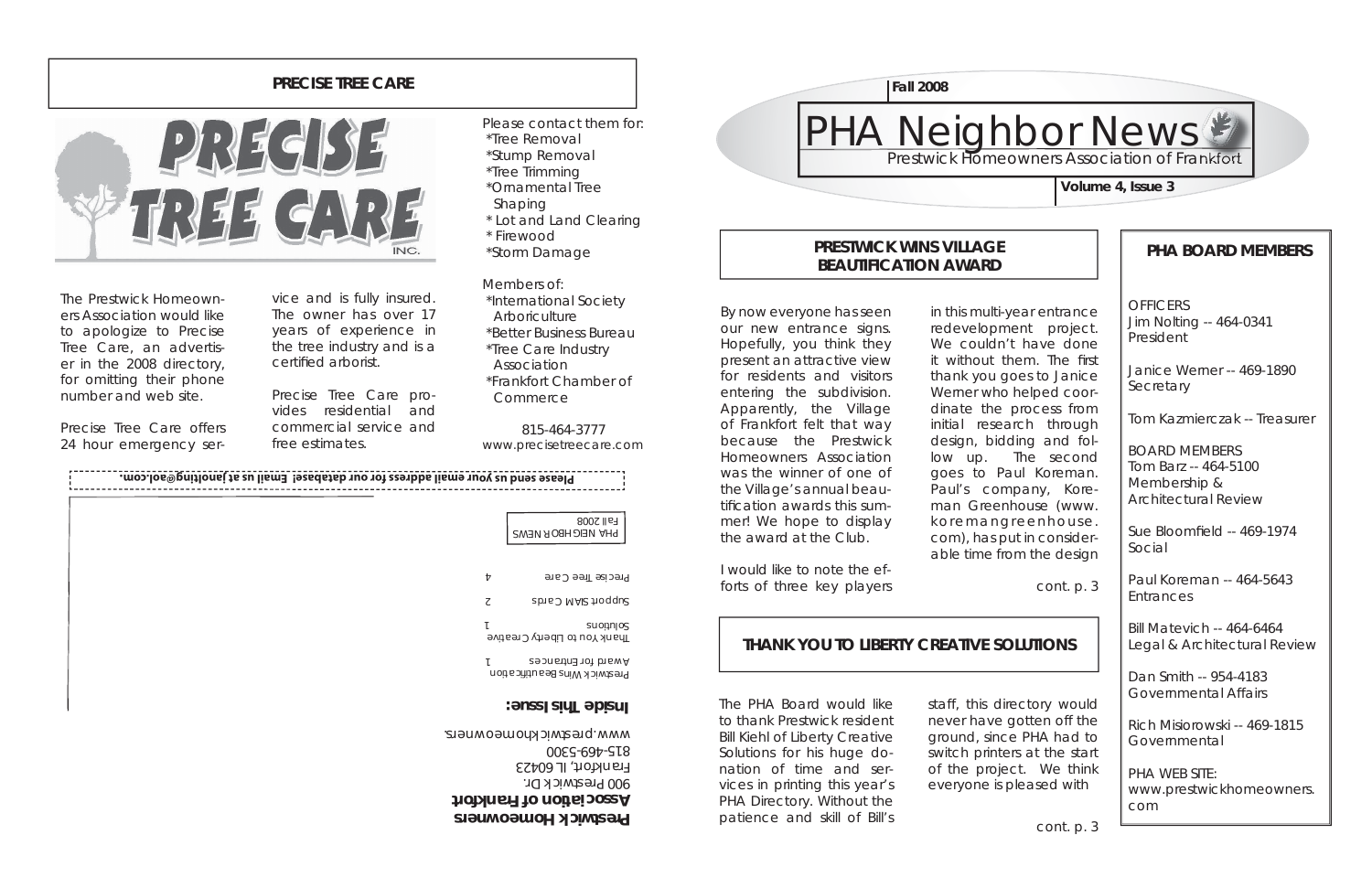## PRECISE TREE CARE

PRECISE TREE CARE INC.

Please contact them for:
- *Tree Removal
- *Stump Removal
- *Tree Trimming
- *Ornamental Tree Shaping
- * Lot and Land Clearing
- * Firewood
- *Storm Damage

Members of:
- *International Society Arboriculture
- *Better Business Bureau
- *Tree Care Industry Association
- *Frankfort Chamber of Commerce

815-464-3777
www.precisetreecare.com

The Prestwick Homeowners Association would like to apologize to Precise Tree Care, an advertiser in the 2008 directory, for omitting their phone number and web site.

Precise Tree Care offers 24 hour emergency service and is fully insured. The owner has over 17 years of experience in the tree industry and is a certified arborist.

Precise Tree Care provides residential and commercial service and free estimates.

**Please send us your email address for our database! Email us at janolting@aol.com.**

PHA NEIGHBOR NEWS
Fall 2008

**Prestwick Homeowners Association of Frankfort**
900 Prestwick Dr.
Frankfort, IL 60423
815-469-5300
www.prestwickhomeowners.

### Inside This Issue:

| | |
|---|---|
| Prestwick Wins Beautification Award for Entrances | 1 |
| Thank You to Liberty Creative Solutions | 1 |
| Support SIAM Cards | 2 |
| Precise Tree Care | 4 |

**Fall 2008**

# PHA Neighbor News

Prestwick Homeowners Association of Frankfort

**Volume 4, Issue 3**

## PRESTWICK WINS VILLAGE BEAUTIFICATION AWARD

By now everyone has seen our new entrance signs. Hopefully, you think they present an attractive view for residents and visitors entering the subdivision. Apparently, the Village of Frankfort felt that way because the Prestwick Homeowners Association was the winner of one of the Village's annual beautification awards this summer! We hope to display the award at the Club.

I would like to note the efforts of three key players in this multi-year entrance redevelopment project. We couldn't have done it without them. The first thank you goes to Janice Werner who helped coordinate the process from initial research through design, bidding and follow up. The second goes to Paul Koreman. Paul's company, Koreman Greenhouse (www.koremangreenhouse.com), has put in considerable time from the design

cont. p. 3

## THANK YOU TO LIBERTY CREATIVE SOLUTIONS

The PHA Board would like to thank Prestwick resident Bill Kiehl of Liberty Creative Solutions for his huge donation of time and services in printing this year's PHA Directory. Without the patience and skill of Bill's staff, this directory would never have gotten off the ground, since PHA had to switch printers at the start of the project. We think everyone is pleased with

cont. p. 3

## PHA BOARD MEMBERS

OFFICERS
Jim Nolting -- 464-0341
President

Janice Werner -- 469-1890
Secretary

Tom Kazmierczak -- Treasurer

BOARD MEMBERS
Tom Barz -- 464-5100
Membership & Architectural Review

Sue Bloomfield -- 469-1974
Social

Paul Koreman -- 464-5643
Entrances

Bill Matevich -- 464-6464
Legal & Architectural Review

Dan Smith -- 954-4183
Governmental Affairs

Rich Misiorowski -- 469-1815
Governmental

PHA WEB SITE:
www.prestwickhomeowners.com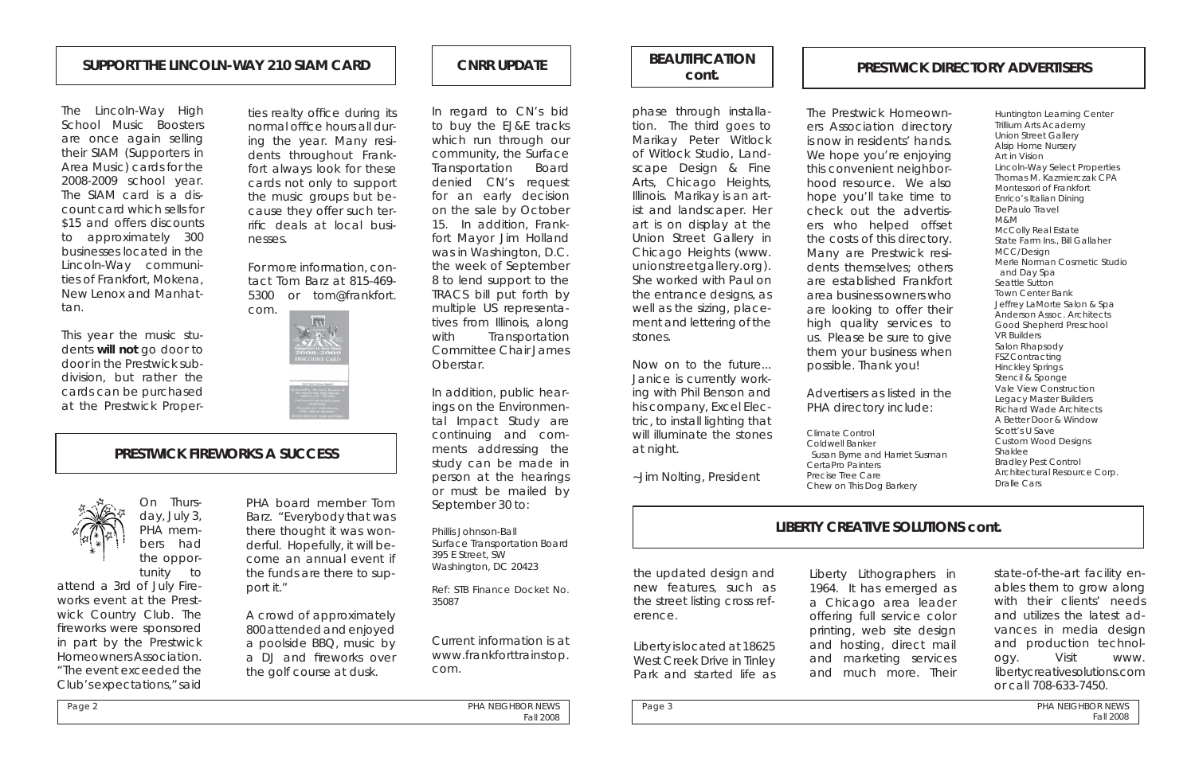## SUPPORT THE LINCOLN-WAY 210 SIAM CARD

The Lincoln-Way High School Music Boosters are once again selling their SIAM (Supporters in Area Music) cards for the 2008-2009 school year. The SIAM card is a discount card which sells for $15 and offers discounts to approximately 300 businesses located in the Lincoln-Way communities of Frankfort, Mokena, New Lenox and Manhattan.

This year the music students **will not** go door to door in the Prestwick subdivision, but rather the cards can be purchased at the Prestwick Properties realty office during its normal office hours all during the year. Many residents throughout Frankfort always look for these cards not only to support the music groups but because they offer such terrific deals at local businesses.

For more information, contact Tom Barz at 815-469-5300 or tom@frankfort.com.

## PRESTWICK FIREWORKS A SUCCESS

On Thursday, July 3, PHA members had the opportunity to attend a 3rd of July Fireworks event at the Prestwick Country Club. The fireworks were sponsored in part by the Prestwick Homeowners Association. "The event exceeded the Club's expectations," said PHA board member Tom Barz. "Everybody that was there thought it was wonderful. Hopefully, it will become an annual event if the funds are there to support it."

A crowd of approximately 800 attended and enjoyed a poolside BBQ, music by a DJ and fireworks over the golf course at dusk.

## CNRR UPDATE

In regard to CN's bid to buy the EJ&E tracks which run through our community, the Surface Transportation Board denied CN's request for an early decision on the sale by October 15. In addition, Frankfort Mayor Jim Holland was in Washington, D.C. the week of September 8 to lend support to the TRACS bill put forth by multiple US representatives from Illinois, along with Transportation Committee Chair James Oberstar.

In addition, public hearings on the Environmental Impact Study are continuing and comments addressing the study can be made in person at the hearings or must be mailed by September 30 to:

*Phillis Johnson-Ball*
*Surface Transportation Board*
*395 E Street, SW*
*Washington, DC 20423*

*Ref: STB Finance Docket No. 35087*

Current information is at www.frankforttrainstop.com.

## BEAUTIFICATION cont.

phase through installation. The third goes to Marikay Peter Witlock of Witlock Studio, Landscape Design & Fine Arts, Chicago Heights, Illinois. Marikay is an artist and landscaper. Her art is on display at the Union Street Gallery in Chicago Heights (www.unionstreetgallery.org). She worked with Paul on the entrance designs, as well as the sizing, placement and lettering of the stones.

Now on to the future... Janice is currently working with Phil Benson and his company, Excel Electric, to install lighting that will illuminate the stones at night.

~Jim Nolting, President

## PRESTWICK DIRECTORY ADVERTISERS

The Prestwick Homeowners Association directory is now in residents' hands. We hope you're enjoying this convenient neighborhood resource. We also hope you'll take time to check out the advertisers who helped offset the costs of this directory. Many are Prestwick residents themselves; others are established Frankfort area business owners who are looking to offer their high quality services to us. Please be sure to give them your business when possible. Thank you!

Advertisers as listed in the PHA directory include:

Climate Control
Coldwell Banker
Susan Byrne and Harriet Susman
CertaPro Painters
Precise Tree Care
Chew on This Dog Barkery
Huntington Learning Center
Trillium Arts Academy
Union Street Gallery
Alsip Home Nursery
Art in Vision
Lincoln-Way Select Properties
Thomas M. Kazmierczak CPA
Montessori of Frankfort
Enrico's Italian Dining
DePaulo Travel
M&M
McColly Real Estate
State Farm Ins., Bill Gallaher
MCC/Design
Merle Norman Cosmetic Studio and Day Spa
Seattle Sutton
Town Center Bank
Jeffrey LaMorte Salon & Spa
Anderson Assoc. Architects
Good Shepherd Preschool
VR Builders
Salon Rhapsody
FSZ Contracting
Hinckley Springs
Stencil & Sponge
Vale View Construction
Legacy Master Builders
Richard Wade Architects
A Better Door & Window
Scott's U Save
Custom Wood Designs
Shaklee
Bradley Pest Control
Architectural Resource Corp.
Dralle Cars

## LIBERTY CREATIVE SOLUTIONS cont.

the updated design and new features, such as the street listing cross reference.

Liberty is located at 18625 West Creek Drive in Tinley Park and started life as Liberty Lithographers in 1964. It has emerged as a Chicago area leader offering full service color printing, web site design and hosting, direct mail and marketing services and much more. Their state-of-the-art facility enables them to grow along with their clients' needs and utilizes the latest advances in media design and production technology. Visit www.libertycreativesolutions.com or call 708-633-7450.